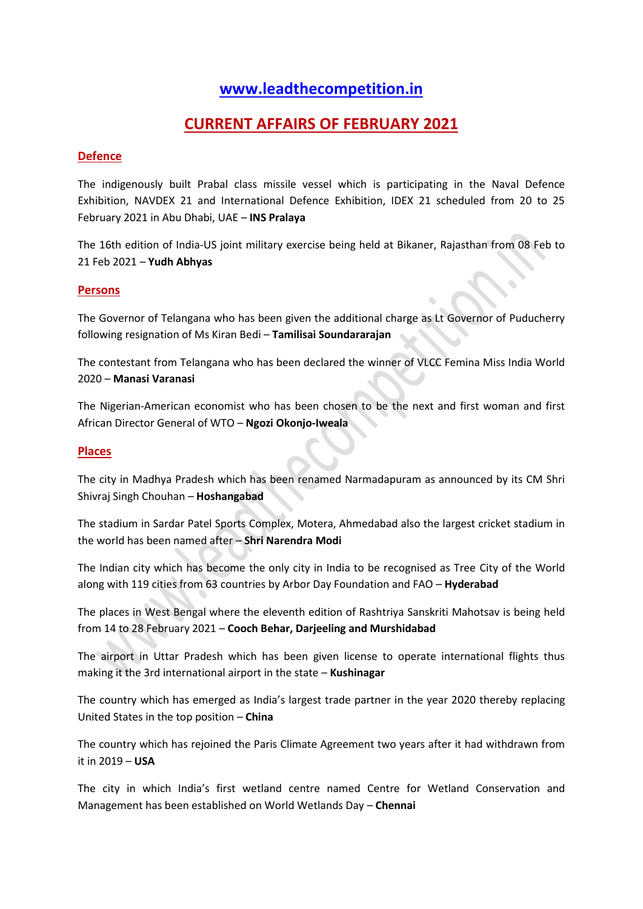# www.leadthecompetition.in

# CURRENT AFFAIRS OF FEBRUARY 2021

## Defence

The indigenously built Prabal class missile vessel which is participating in the Naval Defence Exhibition, NAVDEX 21 and International Defence Exhibition, IDEX 21 scheduled from 20 to 25 February 2021 in Abu Dhabi, UAE – **INS Pralaya**

The 16th edition of India-US joint military exercise being held at Bikaner, Rajasthan from 08 Feb to 21 Feb 2021 – **Yudh Abhyas**

## Persons

The Governor of Telangana who has been given the additional charge as Lt Governor of Puducherry following resignation of Ms Kiran Bedi – **Tamilisai Soundararajan**

The contestant from Telangana who has been declared the winner of VLCC Femina Miss India World 2020 – **Manasi Varanasi**

The Nigerian-American economist who has been chosen to be the next and first woman and first African Director General of WTO – **Ngozi Okonjo-Iweala**

## Places

The city in Madhya Pradesh which has been renamed Narmadapuram as announced by its CM Shri Shivraj Singh Chouhan – **Hoshangabad**

The stadium in Sardar Patel Sports Complex, Motera, Ahmedabad also the largest cricket stadium in the world has been named after – **Shri Narendra Modi**

The Indian city which has become the only city in India to be recognised as Tree City of the World along with 119 cities from 63 countries by Arbor Day Foundation and FAO – **Hyderabad**

The places in West Bengal where the eleventh edition of Rashtriya Sanskriti Mahotsav is being held from 14 to 28 February 2021 – **Cooch Behar, Darjeeling and Murshidabad**

The airport in Uttar Pradesh which has been given license to operate international flights thus making it the 3rd international airport in the state – **Kushinagar**

The country which has emerged as India's largest trade partner in the year 2020 thereby replacing United States in the top position – **China**

The country which has rejoined the Paris Climate Agreement two years after it had withdrawn from it in 2019 – **USA**

The city in which India's first wetland centre named Centre for Wetland Conservation and Management has been established on World Wetlands Day – **Chennai**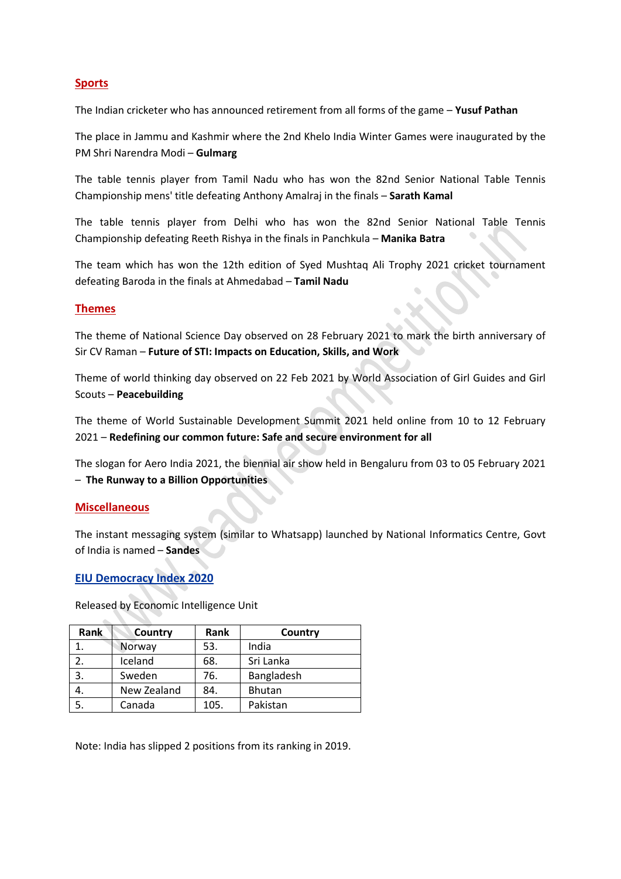## Sports

The Indian cricketer who has announced retirement from all forms of the game – **Yusuf Pathan**

The place in Jammu and Kashmir where the 2nd Khelo India Winter Games were inaugurated by the PM Shri Narendra Modi – **Gulmarg**

The table tennis player from Tamil Nadu who has won the 82nd Senior National Table Tennis Championship mens' title defeating Anthony Amalraj in the finals – **Sarath Kamal**

The table tennis player from Delhi who has won the 82nd Senior National Table Tennis Championship defeating Reeth Rishya in the finals in Panchkula – **Manika Batra**

The team which has won the 12th edition of Syed Mushtaq Ali Trophy 2021 cricket tournament defeating Baroda in the finals at Ahmedabad – **Tamil Nadu**

## Themes

The theme of National Science Day observed on 28 February 2021 to mark the birth anniversary of Sir CV Raman – **Future of STI: Impacts on Education, Skills, and Work**

Theme of world thinking day observed on 22 Feb 2021 by World Association of Girl Guides and Girl Scouts – **Peacebuilding**

The theme of World Sustainable Development Summit 2021 held online from 10 to 12 February 2021 – **Redefining our common future: Safe and secure environment for all**

The slogan for Aero India 2021, the biennial air show held in Bengaluru from 03 to 05 February 2021 – **The Runway to a Billion Opportunities**

## Miscellaneous

The instant messaging system (similar to Whatsapp) launched by National Informatics Centre, Govt of India is named – **Sandes**

## EIU Democracy Index 2020

Released by Economic Intelligence Unit

| Rank | Country | Rank | Country |
|---|---|---|---|
| 1. | Norway | 53. | India |
| 2. | Iceland | 68. | Sri Lanka |
| 3. | Sweden | 76. | Bangladesh |
| 4. | New Zealand | 84. | Bhutan |
| 5. | Canada | 105. | Pakistan |

Note: India has slipped 2 positions from its ranking in 2019.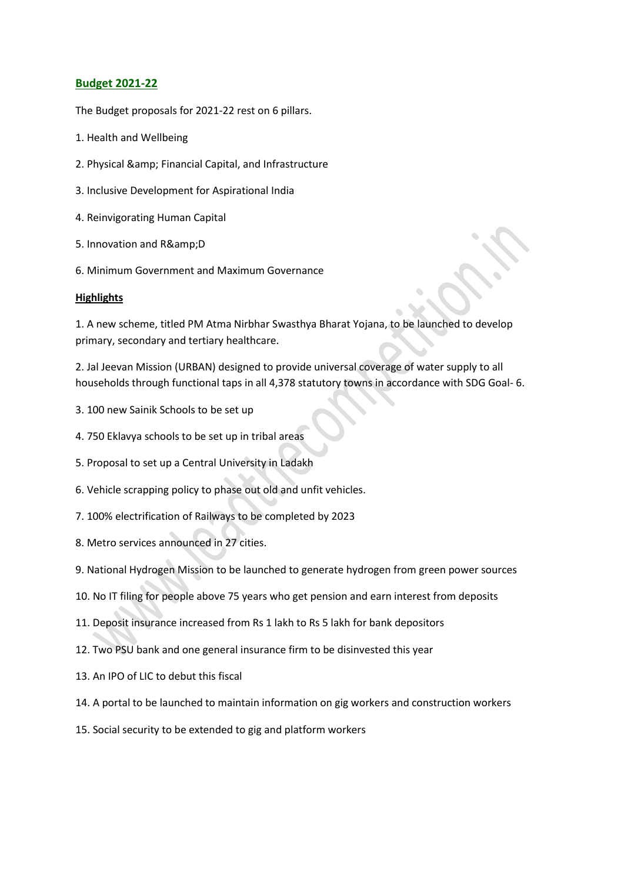## Budget 2021-22

The Budget proposals for 2021-22 rest on 6 pillars.

1. Health and Wellbeing
2. Physical &amp; Financial Capital, and Infrastructure
3. Inclusive Development for Aspirational India
4. Reinvigorating Human Capital
5. Innovation and R&amp;D
6. Minimum Government and Maximum Governance

### Highlights

1. A new scheme, titled PM Atma Nirbhar Swasthya Bharat Yojana, to be launched to develop primary, secondary and tertiary healthcare.
2. Jal Jeevan Mission (URBAN) designed to provide universal coverage of water supply to all households through functional taps in all 4,378 statutory towns in accordance with SDG Goal- 6.
3. 100 new Sainik Schools to be set up
4. 750 Eklavya schools to be set up in tribal areas
5. Proposal to set up a Central University in Ladakh
6. Vehicle scrapping policy to phase out old and unfit vehicles.
7. 100% electrification of Railways to be completed by 2023
8. Metro services announced in 27 cities.
9. National Hydrogen Mission to be launched to generate hydrogen from green power sources
10. No IT filing for people above 75 years who get pension and earn interest from deposits
11. Deposit insurance increased from Rs 1 lakh to Rs 5 lakh for bank depositors
12. Two PSU bank and one general insurance firm to be disinvested this year
13. An IPO of LIC to debut this fiscal
14. A portal to be launched to maintain information on gig workers and construction workers
15. Social security to be extended to gig and platform workers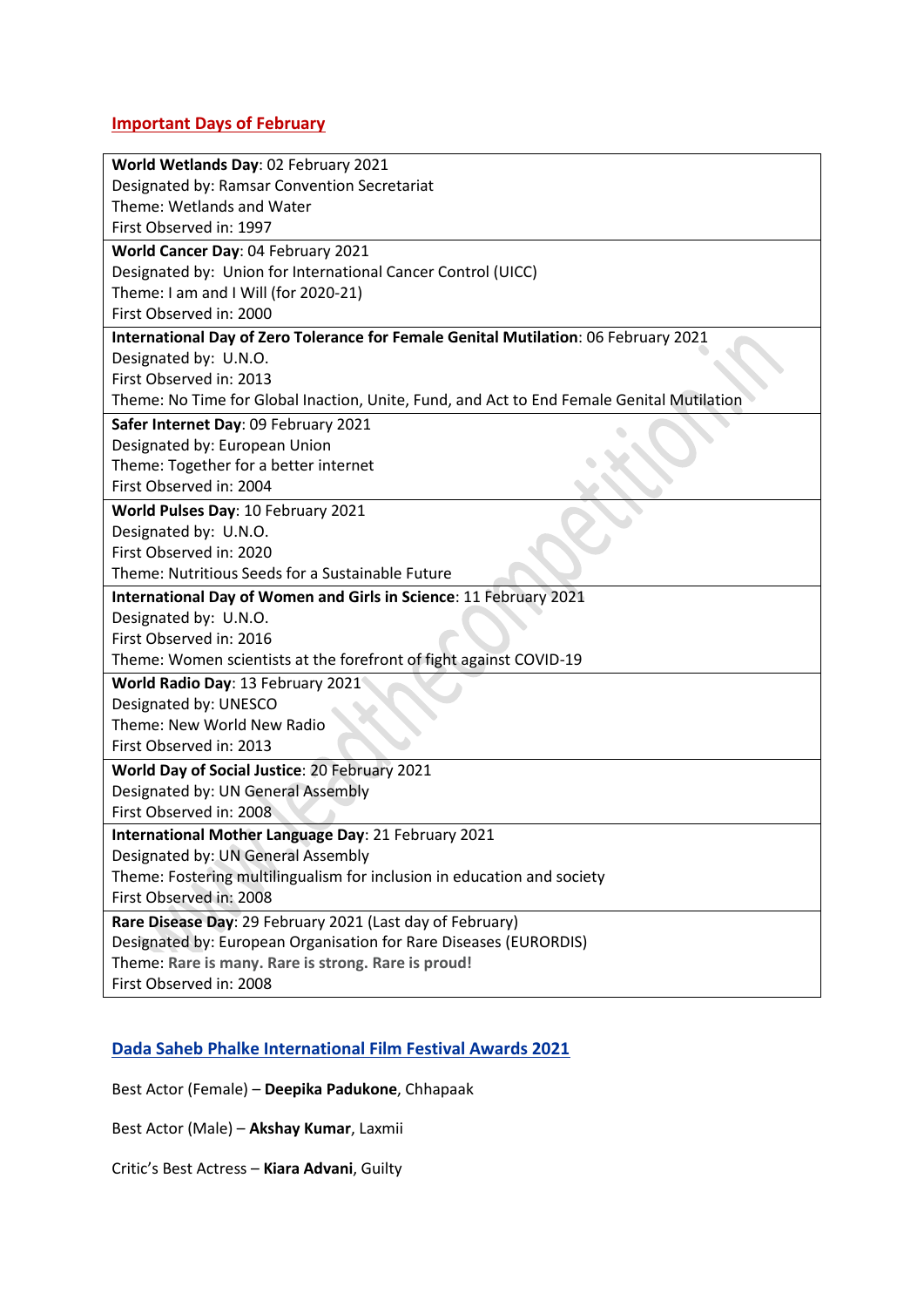## Important Days of February

| |
|---|
| **World Wetlands Day**: 02 February 2021<br>Designated by: Ramsar Convention Secretariat<br>Theme: Wetlands and Water<br>First Observed in: 1997 |
| **World Cancer Day**: 04 February 2021<br>Designated by: Union for International Cancer Control (UICC)<br>Theme: I am and I Will (for 2020-21)<br>First Observed in: 2000 |
| **International Day of Zero Tolerance for Female Genital Mutilation**: 06 February 2021<br>Designated by: U.N.O.<br>First Observed in: 2013<br>Theme: No Time for Global Inaction, Unite, Fund, and Act to End Female Genital Mutilation |
| **Safer Internet Day**: 09 February 2021<br>Designated by: European Union<br>Theme: Together for a better internet<br>First Observed in: 2004 |
| **World Pulses Day**: 10 February 2021<br>Designated by: U.N.O.<br>First Observed in: 2020<br>Theme: Nutritious Seeds for a Sustainable Future |
| **International Day of Women and Girls in Science**: 11 February 2021<br>Designated by: U.N.O.<br>First Observed in: 2016<br>Theme: Women scientists at the forefront of fight against COVID-19 |
| **World Radio Day**: 13 February 2021<br>Designated by: UNESCO<br>Theme: New World New Radio<br>First Observed in: 2013 |
| **World Day of Social Justice**: 20 February 2021<br>Designated by: UN General Assembly<br>First Observed in: 2008 |
| **International Mother Language Day**: 21 February 2021<br>Designated by: UN General Assembly<br>Theme: Fostering multilingualism for inclusion in education and society<br>First Observed in: 2008 |
| **Rare Disease Day**: 29 February 2021 (Last day of February)<br>Designated by: European Organisation for Rare Diseases (EURORDIS)<br>Theme: **Rare is many. Rare is strong. Rare is proud!**<br>First Observed in: 2008 |

## Dada Saheb Phalke International Film Festival Awards 2021

Best Actor (Female) – **Deepika Padukone**, Chhapaak

Best Actor (Male) – **Akshay Kumar**, Laxmii

Critic's Best Actress – **Kiara Advani**, Guilty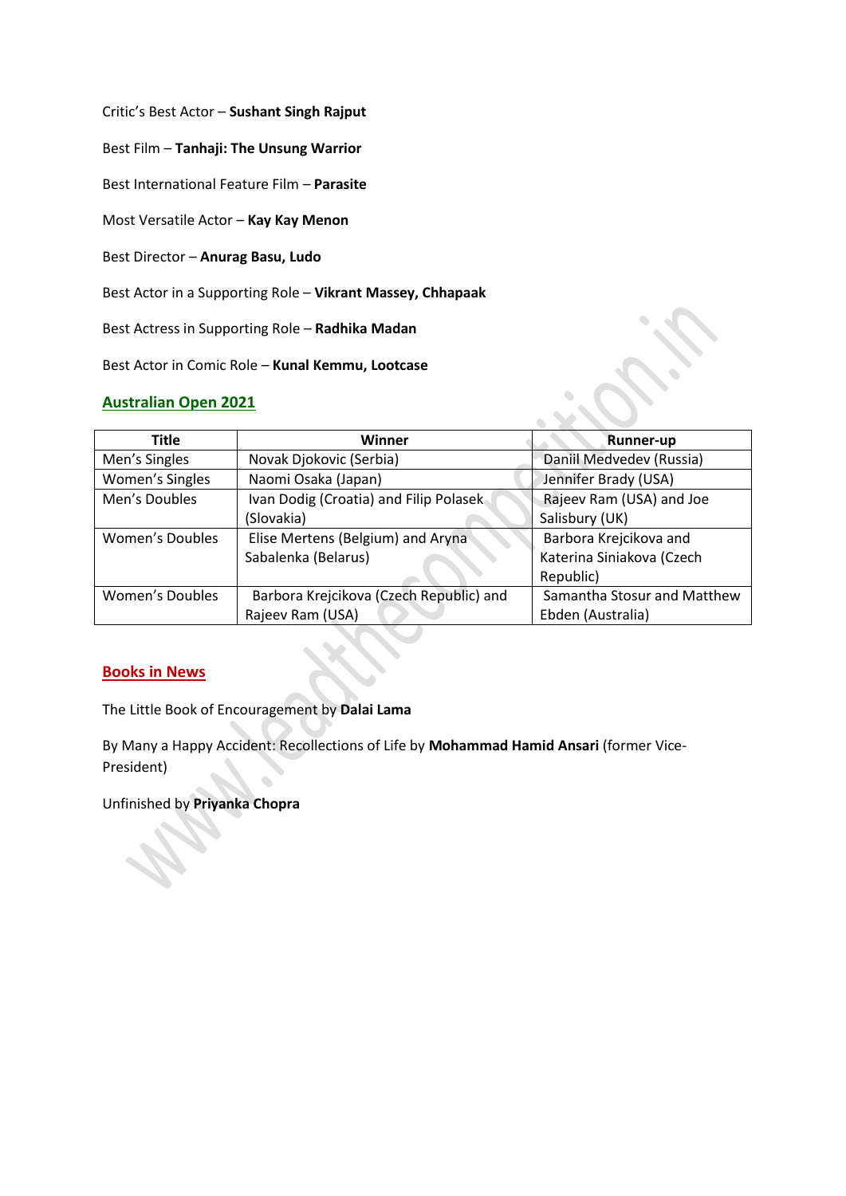Critic's Best Actor – **Sushant Singh Rajput**

Best Film – **Tanhaji: The Unsung Warrior**

Best International Feature Film – **Parasite**

Most Versatile Actor – **Kay Kay Menon**

Best Director – **Anurag Basu, Ludo**

Best Actor in a Supporting Role – **Vikrant Massey, Chhapaak**

Best Actress in Supporting Role – **Radhika Madan**

Best Actor in Comic Role – **Kunal Kemmu, Lootcase**

## Australian Open 2021

| Title | Winner | Runner-up |
|---|---|---|
| Men's Singles | Novak Djokovic (Serbia) | Daniil Medvedev (Russia) |
| Women's Singles | Naomi Osaka (Japan) | Jennifer Brady (USA) |
| Men's Doubles | Ivan Dodig (Croatia) and Filip Polasek (Slovakia) | Rajeev Ram (USA) and Joe Salisbury (UK) |
| Women's Doubles | Elise Mertens (Belgium) and Aryna Sabalenka (Belarus) | Barbora Krejcikova and Katerina Siniakova (Czech Republic) |
| Women's Doubles | Barbora Krejcikova (Czech Republic) and Rajeev Ram (USA) | Samantha Stosur and Matthew Ebden (Australia) |

## Books in News

The Little Book of Encouragement by **Dalai Lama**

By Many a Happy Accident: Recollections of Life by **Mohammad Hamid Ansari** (former Vice-President)

Unfinished by **Priyanka Chopra**